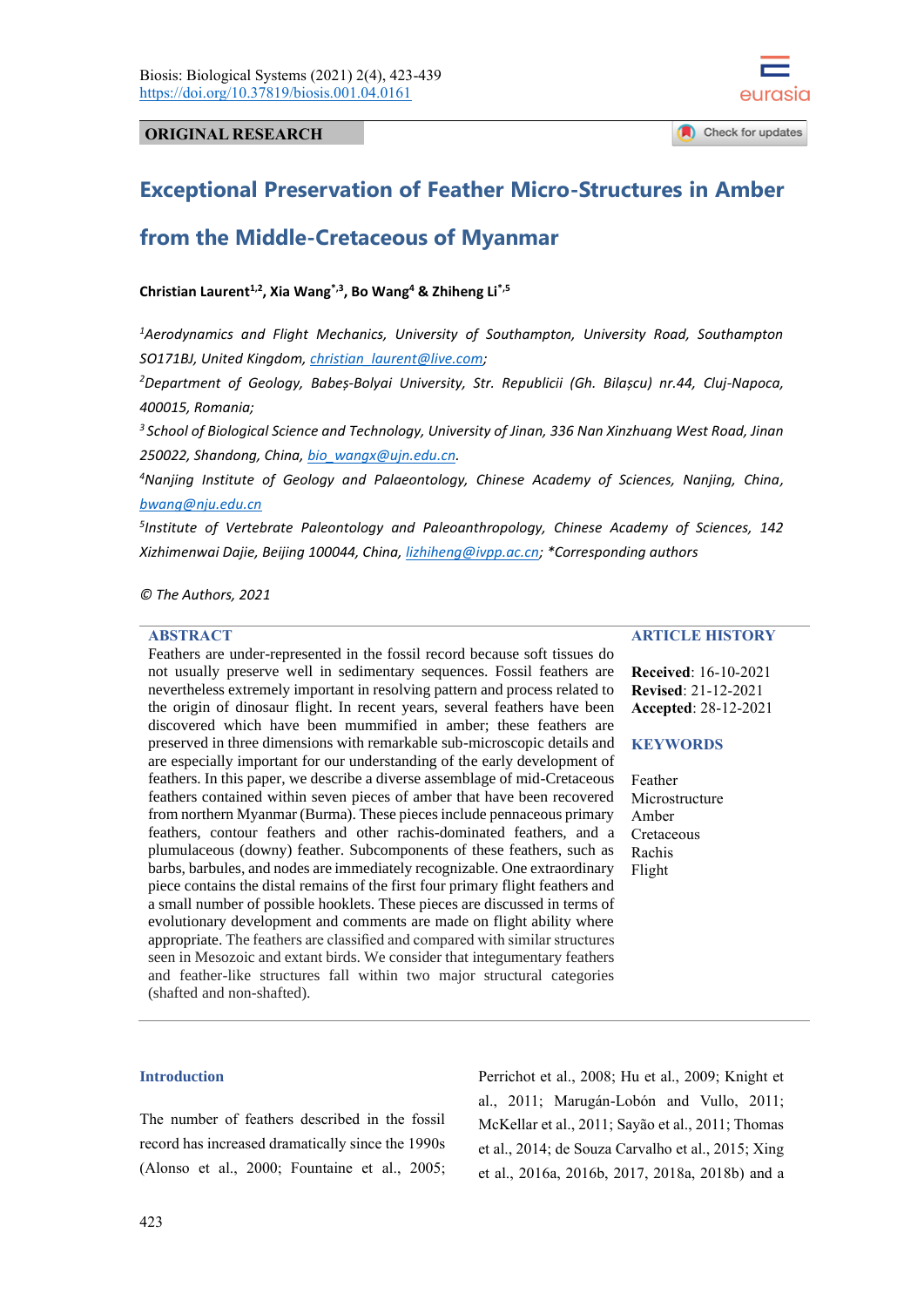ORIGINAL RESEARCH

# Exceptional Preservation of Feather Micro-Structures in Amber from the Middle-Cretaceous of Myanmar

**Christian Laurent[1,2], Xia Wang[*,3], Bo Wang[4] & Zhiheng Li[*,5]**

*[1]Aerodynamics and Flight Mechanics, University of Southampton, University Road, Southampton SO171BJ, United Kingdom, christian_laurent@live.com;*

*[2]Department of Geology, Babeș-Bolyai University, Str. Republicii (Gh. Bilașcu) nr.44, Cluj-Napoca, 400015, Romania;*

*[3]School of Biological Science and Technology, University of Jinan, 336 Nan Xinzhuang West Road, Jinan 250022, Shandong, China, bio_wangx@ujn.edu.cn.*

*[4]Nanjing Institute of Geology and Palaeontology, Chinese Academy of Sciences, Nanjing, China, bwang@nju.edu.cn*

*[5]Institute of Vertebrate Paleontology and Paleoanthropology, Chinese Academy of Sciences, 142 Xizhimenwai Dajie, Beijing 100044, China, lizhiheng@ivpp.ac.cn; *Corresponding authors*

*© The Authors, 2021*

## ABSTRACT

Feathers are under-represented in the fossil record because soft tissues do not usually preserve well in sedimentary sequences. Fossil feathers are nevertheless extremely important in resolving pattern and process related to the origin of dinosaur flight. In recent years, several feathers have been discovered which have been mummified in amber; these feathers are preserved in three dimensions with remarkable sub-microscopic details and are especially important for our understanding of the early development of feathers. In this paper, we describe a diverse assemblage of mid-Cretaceous feathers contained within seven pieces of amber that have been recovered from northern Myanmar (Burma). These pieces include pennaceous primary feathers, contour feathers and other rachis-dominated feathers, and a plumulaceous (downy) feather. Subcomponents of these feathers, such as barbs, barbules, and nodes are immediately recognizable. One extraordinary piece contains the distal remains of the first four primary flight feathers and a small number of possible hooklets. These pieces are discussed in terms of evolutionary development and comments are made on flight ability where appropriate. The feathers are classified and compared with similar structures seen in Mesozoic and extant birds. We consider that integumentary feathers and feather-like structures fall within two major structural categories (shafted and non-shafted).

## ARTICLE HISTORY

**Received**: 16-10-2021
**Revised**: 21-12-2021
**Accepted**: 28-12-2021

## KEYWORDS

Feather
Microstructure
Amber
Cretaceous
Rachis
Flight

## Introduction

The number of feathers described in the fossil record has increased dramatically since the 1990s (Alonso et al., 2000; Fountaine et al., 2005; Perrichot et al., 2008; Hu et al., 2009; Knight et al., 2011; Marugán-Lobón and Vullo, 2011; McKellar et al., 2011; Sayão et al., 2011; Thomas et al., 2014; de Souza Carvalho et al., 2015; Xing et al., 2016a, 2016b, 2017, 2018a, 2018b) and a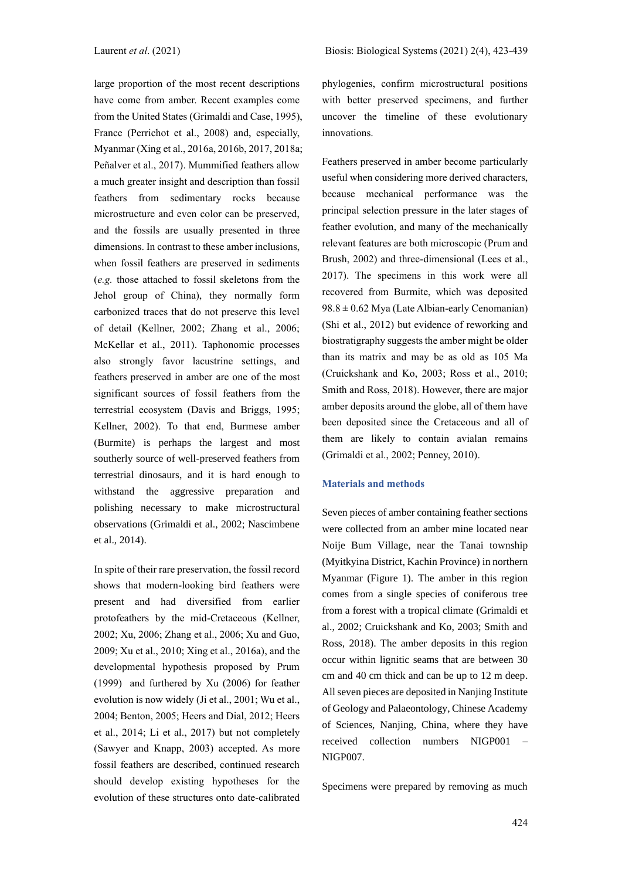large proportion of the most recent descriptions have come from amber. Recent examples come from the United States (Grimaldi and Case, 1995), France (Perrichot et al., 2008) and, especially, Myanmar (Xing et al., 2016a, 2016b, 2017, 2018a; Peñalver et al., 2017). Mummified feathers allow a much greater insight and description than fossil feathers from sedimentary rocks because microstructure and even color can be preserved, and the fossils are usually presented in three dimensions. In contrast to these amber inclusions, when fossil feathers are preserved in sediments (*e.g.* those attached to fossil skeletons from the Jehol group of China), they normally form carbonized traces that do not preserve this level of detail (Kellner, 2002; Zhang et al., 2006; McKellar et al., 2011). Taphonomic processes also strongly favor lacustrine settings, and feathers preserved in amber are one of the most significant sources of fossil feathers from the terrestrial ecosystem (Davis and Briggs, 1995; Kellner, 2002). To that end, Burmese amber (Burmite) is perhaps the largest and most southerly source of well-preserved feathers from terrestrial dinosaurs, and it is hard enough to withstand the aggressive preparation and polishing necessary to make microstructural observations (Grimaldi et al., 2002; Nascimbene et al., 2014).

In spite of their rare preservation, the fossil record shows that modern-looking bird feathers were present and had diversified from earlier protofeathers by the mid-Cretaceous (Kellner, 2002; Xu, 2006; Zhang et al., 2006; Xu and Guo, 2009; Xu et al., 2010; Xing et al., 2016a), and the developmental hypothesis proposed by Prum (1999) and furthered by Xu (2006) for feather evolution is now widely (Ji et al., 2001; Wu et al., 2004; Benton, 2005; Heers and Dial, 2012; Heers et al., 2014; Li et al., 2017) but not completely (Sawyer and Knapp, 2003) accepted. As more fossil feathers are described, continued research should develop existing hypotheses for the evolution of these structures onto date-calibrated phylogenies, confirm microstructural positions with better preserved specimens, and further uncover the timeline of these evolutionary innovations.

Feathers preserved in amber become particularly useful when considering more derived characters, because mechanical performance was the principal selection pressure in the later stages of feather evolution, and many of the mechanically relevant features are both microscopic (Prum and Brush, 2002) and three-dimensional (Lees et al., 2017). The specimens in this work were all recovered from Burmite, which was deposited 98.8 ± 0.62 Mya (Late Albian-early Cenomanian) (Shi et al., 2012) but evidence of reworking and biostratigraphy suggests the amber might be older than its matrix and may be as old as 105 Ma (Cruickshank and Ko, 2003; Ross et al., 2010; Smith and Ross, 2018). However, there are major amber deposits around the globe, all of them have been deposited since the Cretaceous and all of them are likely to contain avialan remains (Grimaldi et al., 2002; Penney, 2010).

## Materials and methods

Seven pieces of amber containing feather sections were collected from an amber mine located near Noije Bum Village, near the Tanai township (Myitkyina District, Kachin Province) in northern Myanmar (Figure 1). The amber in this region comes from a single species of coniferous tree from a forest with a tropical climate (Grimaldi et al., 2002; Cruickshank and Ko, 2003; Smith and Ross, 2018). The amber deposits in this region occur within lignitic seams that are between 30 cm and 40 cm thick and can be up to 12 m deep. All seven pieces are deposited in Nanjing Institute of Geology and Palaeontology, Chinese Academy of Sciences, Nanjing, China, where they have received collection numbers NIGP001 – NIGP007.

Specimens were prepared by removing as much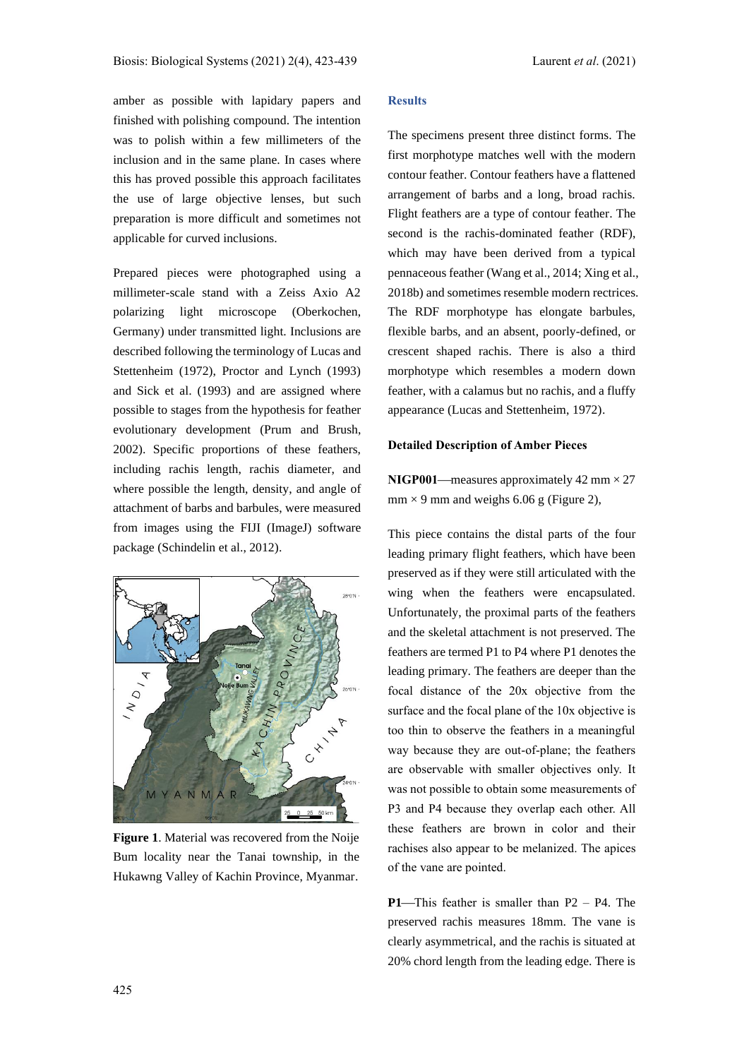amber as possible with lapidary papers and finished with polishing compound. The intention was to polish within a few millimeters of the inclusion and in the same plane. In cases where this has proved possible this approach facilitates the use of large objective lenses, but such preparation is more difficult and sometimes not applicable for curved inclusions.

Prepared pieces were photographed using a millimeter-scale stand with a Zeiss Axio A2 polarizing light microscope (Oberkochen, Germany) under transmitted light. Inclusions are described following the terminology of Lucas and Stettenheim (1972), Proctor and Lynch (1993) and Sick et al. (1993) and are assigned where possible to stages from the hypothesis for feather evolutionary development (Prum and Brush, 2002). Specific proportions of these feathers, including rachis length, rachis diameter, and where possible the length, density, and angle of attachment of barbs and barbules, were measured from images using the FIJI (ImageJ) software package (Schindelin et al., 2012).

**Figure 1**. Material was recovered from the Noije Bum locality near the Tanai township, in the Hukawng Valley of Kachin Province, Myanmar.

## Results

The specimens present three distinct forms. The first morphotype matches well with the modern contour feather. Contour feathers have a flattened arrangement of barbs and a long, broad rachis. Flight feathers are a type of contour feather. The second is the rachis-dominated feather (RDF), which may have been derived from a typical pennaceous feather (Wang et al., 2014; Xing et al., 2018b) and sometimes resemble modern rectrices. The RDF morphotype has elongate barbules, flexible barbs, and an absent, poorly-defined, or crescent shaped rachis. There is also a third morphotype which resembles a modern down feather, with a calamus but no rachis, and a fluffy appearance (Lucas and Stettenheim, 1972).

### Detailed Description of Amber Pieces

**NIGP001**—measures approximately 42 mm × 27 mm × 9 mm and weighs 6.06 g (Figure 2),

This piece contains the distal parts of the four leading primary flight feathers, which have been preserved as if they were still articulated with the wing when the feathers were encapsulated. Unfortunately, the proximal parts of the feathers and the skeletal attachment is not preserved. The feathers are termed P1 to P4 where P1 denotes the leading primary. The feathers are deeper than the focal distance of the 20x objective from the surface and the focal plane of the 10x objective is too thin to observe the feathers in a meaningful way because they are out-of-plane; the feathers are observable with smaller objectives only. It was not possible to obtain some measurements of P3 and P4 because they overlap each other. All these feathers are brown in color and their rachises also appear to be melanized. The apices of the vane are pointed.

**P1**—This feather is smaller than P2 – P4. The preserved rachis measures 18mm. The vane is clearly asymmetrical, and the rachis is situated at 20% chord length from the leading edge. There is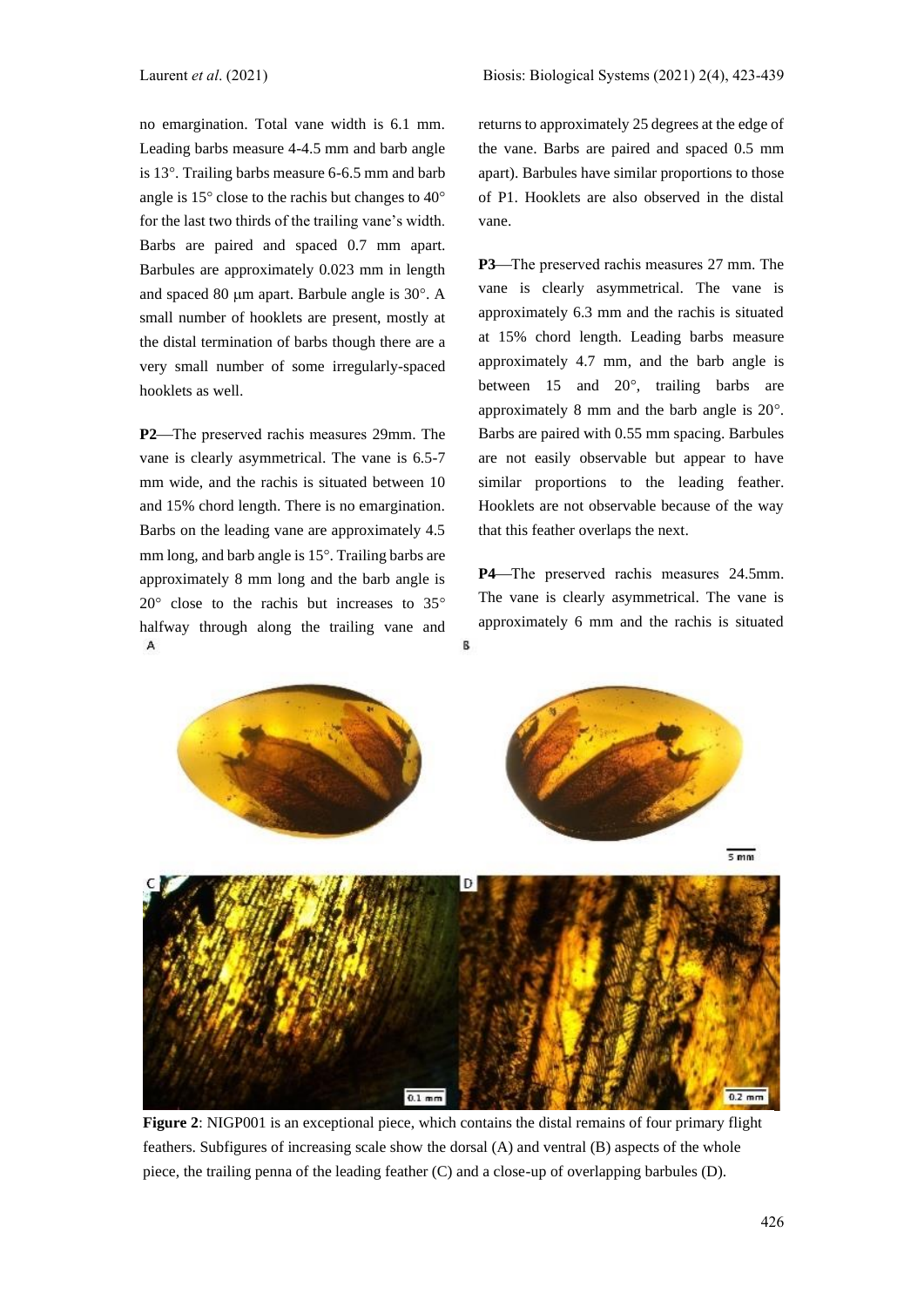no emargination. Total vane width is 6.1 mm. Leading barbs measure 4-4.5 mm and barb angle is 13°. Trailing barbs measure 6-6.5 mm and barb angle is 15° close to the rachis but changes to 40° for the last two thirds of the trailing vane's width. Barbs are paired and spaced 0.7 mm apart. Barbules are approximately 0.023 mm in length and spaced 80 μm apart. Barbule angle is 30°. A small number of hooklets are present, mostly at the distal termination of barbs though there are a very small number of some irregularly-spaced hooklets as well.

**P2**—The preserved rachis measures 29mm. The vane is clearly asymmetrical. The vane is 6.5-7 mm wide, and the rachis is situated between 10 and 15% chord length. There is no emargination. Barbs on the leading vane are approximately 4.5 mm long, and barb angle is 15°. Trailing barbs are approximately 8 mm long and the barb angle is 20° close to the rachis but increases to 35° halfway through along the trailing vane and returns to approximately 25 degrees at the edge of the vane. Barbs are paired and spaced 0.5 mm apart). Barbules have similar proportions to those of P1. Hooklets are also observed in the distal vane.

**P3**—The preserved rachis measures 27 mm. The vane is clearly asymmetrical. The vane is approximately 6.3 mm and the rachis is situated at 15% chord length. Leading barbs measure approximately 4.7 mm, and the barb angle is between 15 and 20°, trailing barbs are approximately 8 mm and the barb angle is 20°. Barbs are paired with 0.55 mm spacing. Barbules are not easily observable but appear to have similar proportions to the leading feather. Hooklets are not observable because of the way that this feather overlaps the next.

**P4**—The preserved rachis measures 24.5mm. The vane is clearly asymmetrical. The vane is approximately 6 mm and the rachis is situated

**Figure 2**: NIGP001 is an exceptional piece, which contains the distal remains of four primary flight feathers. Subfigures of increasing scale show the dorsal (A) and ventral (B) aspects of the whole piece, the trailing penna of the leading feather (C) and a close-up of overlapping barbules (D).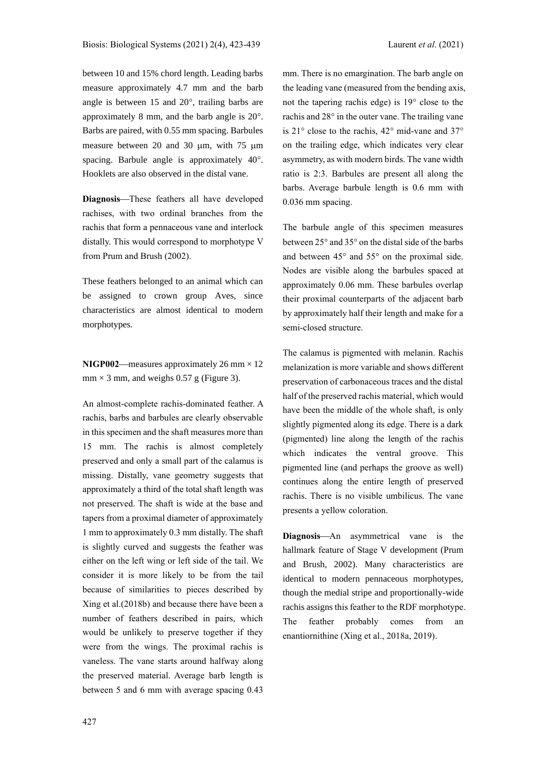between 10 and 15% chord length. Leading barbs measure approximately 4.7 mm and the barb angle is between 15 and 20°, trailing barbs are approximately 8 mm, and the barb angle is 20°. Barbs are paired, with 0.55 mm spacing. Barbules measure between 20 and 30 μm, with 75 μm spacing. Barbule angle is approximately 40°. Hooklets are also observed in the distal vane.

**Diagnosis**—These feathers all have developed rachises, with two ordinal branches from the rachis that form a pennaceous vane and interlock distally. This would correspond to morphotype V from Prum and Brush (2002).

These feathers belonged to an animal which can be assigned to crown group Aves, since characteristics are almost identical to modern morphotypes.

**NIGP002**—measures approximately 26 mm × 12 mm × 3 mm, and weighs 0.57 g (Figure 3).

An almost-complete rachis-dominated feather. A rachis, barbs and barbules are clearly observable in this specimen and the shaft measures more than 15 mm. The rachis is almost completely preserved and only a small part of the calamus is missing. Distally, vane geometry suggests that approximately a third of the total shaft length was not preserved. The shaft is wide at the base and tapers from a proximal diameter of approximately 1 mm to approximately 0.3 mm distally. The shaft is slightly curved and suggests the feather was either on the left wing or left side of the tail. We consider it is more likely to be from the tail because of similarities to pieces described by Xing et al.(2018b) and because there have been a number of feathers described in pairs, which would be unlikely to preserve together if they were from the wings. The proximal rachis is vaneless. The vane starts around halfway along the preserved material. Average barb length is between 5 and 6 mm with average spacing 0.43 mm. There is no emargination. The barb angle on the leading vane (measured from the bending axis, not the tapering rachis edge) is 19° close to the rachis and 28° in the outer vane. The trailing vane is 21° close to the rachis, 42° mid-vane and 37° on the trailing edge, which indicates very clear asymmetry, as with modern birds. The vane width ratio is 2:3. Barbules are present all along the barbs. Average barbule length is 0.6 mm with 0.036 mm spacing.

The barbule angle of this specimen measures between 25° and 35° on the distal side of the barbs and between 45° and 55° on the proximal side. Nodes are visible along the barbules spaced at approximately 0.06 mm. These barbules overlap their proximal counterparts of the adjacent barb by approximately half their length and make for a semi-closed structure.

The calamus is pigmented with melanin. Rachis melanization is more variable and shows different preservation of carbonaceous traces and the distal half of the preserved rachis material, which would have been the middle of the whole shaft, is only slightly pigmented along its edge. There is a dark (pigmented) line along the length of the rachis which indicates the ventral groove. This pigmented line (and perhaps the groove as well) continues along the entire length of preserved rachis. There is no visible umbilicus. The vane presents a yellow coloration.

**Diagnosis**—An asymmetrical vane is the hallmark feature of Stage V development (Prum and Brush, 2002). Many characteristics are identical to modern pennaceous morphotypes, though the medial stripe and proportionally-wide rachis assigns this feather to the RDF morphotype. The feather probably comes from an enantiornithine (Xing et al., 2018a, 2019).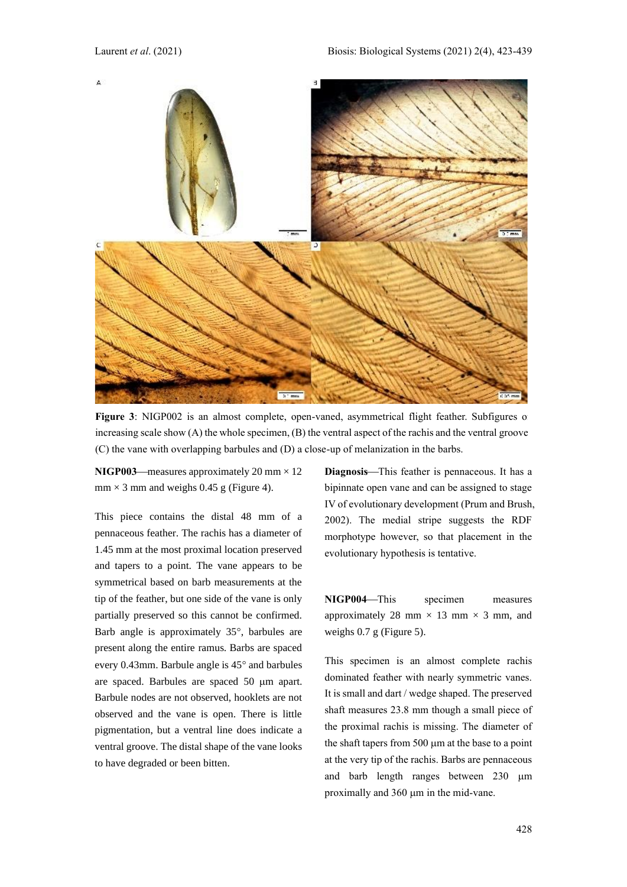**Figure 3**: NIGP002 is an almost complete, open-vaned, asymmetrical flight feather. Subfigures o increasing scale show (A) the whole specimen, (B) the ventral aspect of the rachis and the ventral groove (C) the vane with overlapping barbules and (D) a close-up of melanization in the barbs.

**NIGP003**—measures approximately 20 mm × 12 mm × 3 mm and weighs 0.45 g (Figure 4).

This piece contains the distal 48 mm of a pennaceous feather. The rachis has a diameter of 1.45 mm at the most proximal location preserved and tapers to a point. The vane appears to be symmetrical based on barb measurements at the tip of the feather, but one side of the vane is only partially preserved so this cannot be confirmed. Barb angle is approximately 35°, barbules are present along the entire ramus. Barbs are spaced every 0.43mm. Barbule angle is 45° and barbules are spaced. Barbules are spaced 50 µm apart. Barbule nodes are not observed, hooklets are not observed and the vane is open. There is little pigmentation, but a ventral line does indicate a ventral groove. The distal shape of the vane looks to have degraded or been bitten.

**Diagnosis**—This feather is pennaceous. It has a bipinnate open vane and can be assigned to stage IV of evolutionary development (Prum and Brush, 2002). The medial stripe suggests the RDF morphotype however, so that placement in the evolutionary hypothesis is tentative.

**NIGP004**—This specimen measures approximately 28 mm × 13 mm × 3 mm, and weighs 0.7 g (Figure 5).

This specimen is an almost complete rachis dominated feather with nearly symmetric vanes. It is small and dart / wedge shaped. The preserved shaft measures 23.8 mm though a small piece of the proximal rachis is missing. The diameter of the shaft tapers from 500 µm at the base to a point at the very tip of the rachis. Barbs are pennaceous and barb length ranges between 230 µm proximally and 360 µm in the mid-vane.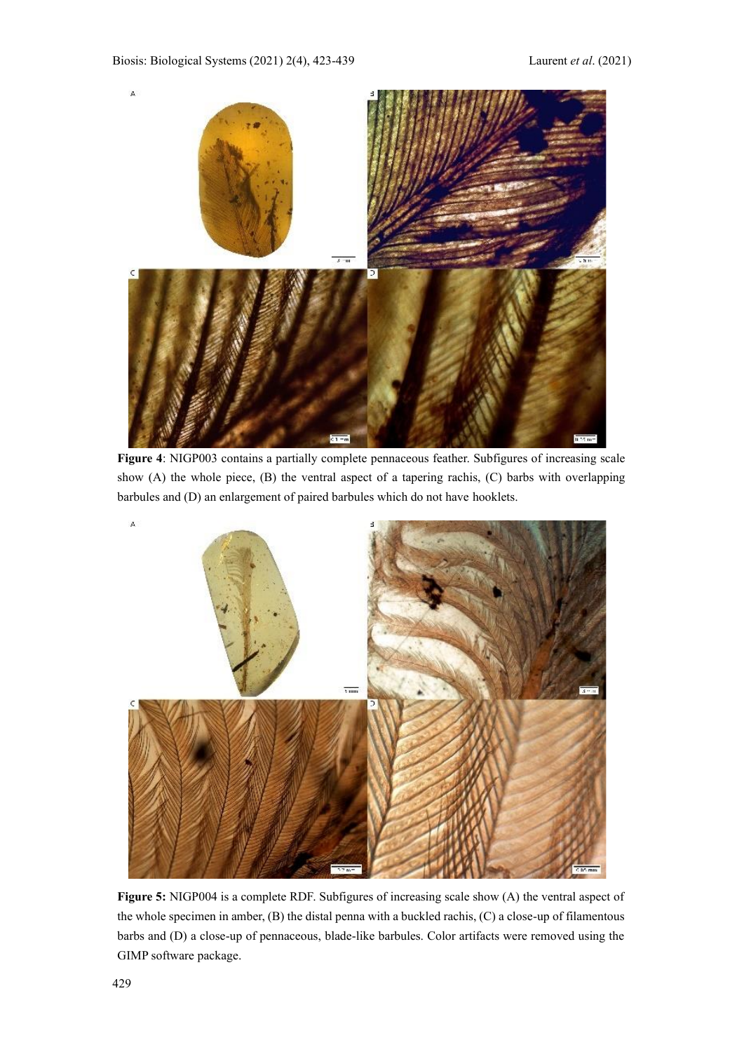**Figure 4**: NIGP003 contains a partially complete pennaceous feather. Subfigures of increasing scale show (A) the whole piece, (B) the ventral aspect of a tapering rachis, (C) barbs with overlapping barbules and (D) an enlargement of paired barbules which do not have hooklets.

**Figure 5:** NIGP004 is a complete RDF. Subfigures of increasing scale show (A) the ventral aspect of the whole specimen in amber, (B) the distal penna with a buckled rachis, (C) a close-up of filamentous barbs and (D) a close-up of pennaceous, blade-like barbules. Color artifacts were removed using the GIMP software package.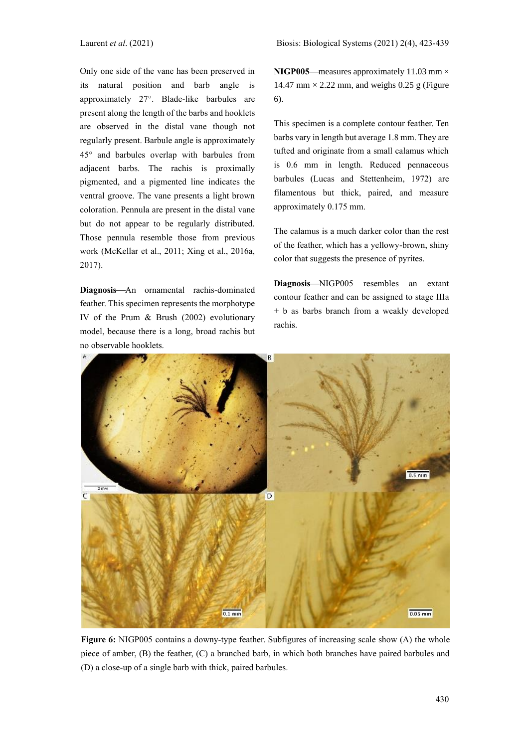Only one side of the vane has been preserved in its natural position and barb angle is approximately 27°. Blade-like barbules are present along the length of the barbs and hooklets are observed in the distal vane though not regularly present. Barbule angle is approximately 45° and barbules overlap with barbules from adjacent barbs. The rachis is proximally pigmented, and a pigmented line indicates the ventral groove. The vane presents a light brown coloration. Pennula are present in the distal vane but do not appear to be regularly distributed. Those pennula resemble those from previous work (McKellar et al., 2011; Xing et al., 2016a, 2017).

**Diagnosis**—An ornamental rachis-dominated feather. This specimen represents the morphotype IV of the Prum & Brush (2002) evolutionary model, because there is a long, broad rachis but no observable hooklets.

**NIGP005**—measures approximately 11.03 mm × 14.47 mm × 2.22 mm, and weighs 0.25 g (Figure 6).

This specimen is a complete contour feather. Ten barbs vary in length but average 1.8 mm. They are tufted and originate from a small calamus which is 0.6 mm in length. Reduced pennaceous barbules (Lucas and Stettenheim, 1972) are filamentous but thick, paired, and measure approximately 0.175 mm.

The calamus is a much darker color than the rest of the feather, which has a yellowy-brown, shiny color that suggests the presence of pyrites.

**Diagnosis**—NIGP005 resembles an extant contour feather and can be assigned to stage IIIa + b as barbs branch from a weakly developed rachis.

**Figure 6:** NIGP005 contains a downy-type feather. Subfigures of increasing scale show (A) the whole piece of amber, (B) the feather, (C) a branched barb, in which both branches have paired barbules and (D) a close-up of a single barb with thick, paired barbules.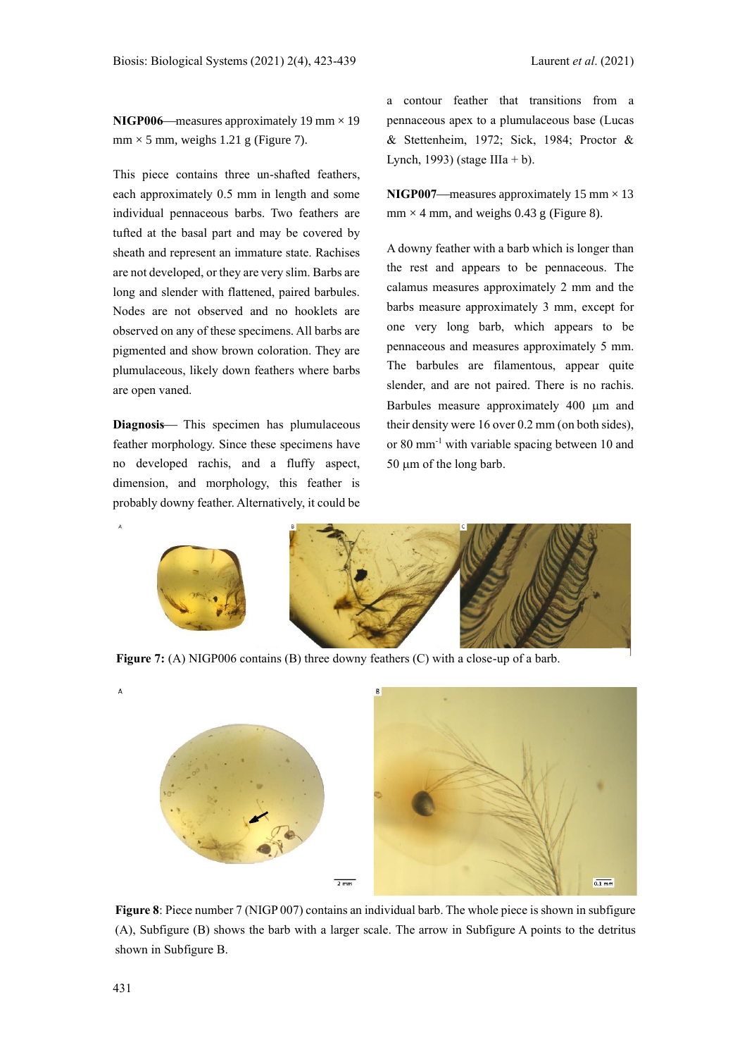**NIGP006**—measures approximately 19 mm × 19 mm × 5 mm, weighs 1.21 g (Figure 7).

This piece contains three un-shafted feathers, each approximately 0.5 mm in length and some individual pennaceous barbs. Two feathers are tufted at the basal part and may be covered by sheath and represent an immature state. Rachises are not developed, or they are very slim. Barbs are long and slender with flattened, paired barbules. Nodes are not observed and no hooklets are observed on any of these specimens. All barbs are pigmented and show brown coloration. They are plumulaceous, likely down feathers where barbs are open vaned.

**Diagnosis**— This specimen has plumulaceous feather morphology. Since these specimens have no developed rachis, and a fluffy aspect, dimension, and morphology, this feather is probably downy feather. Alternatively, it could be a contour feather that transitions from a pennaceous apex to a plumulaceous base (Lucas & Stettenheim, 1972; Sick, 1984; Proctor & Lynch, 1993) (stage IIIa + b).

**NIGP007**—measures approximately 15 mm × 13 mm × 4 mm, and weighs 0.43 g (Figure 8).

A downy feather with a barb which is longer than the rest and appears to be pennaceous. The calamus measures approximately 2 mm and the barbs measure approximately 3 mm, except for one very long barb, which appears to be pennaceous and measures approximately 5 mm. The barbules are filamentous, appear quite slender, and are not paired. There is no rachis. Barbules measure approximately 400 μm and their density were 16 over 0.2 mm (on both sides), or 80 $mm^{-1}$ with variable spacing between 10 and 50 μm of the long barb.

**Figure 7:** (A) NIGP006 contains (B) three downy feathers (C) with a close-up of a barb.

**Figure 8**: Piece number 7 (NIGP 007) contains an individual barb. The whole piece is shown in subfigure (A), Subfigure (B) shows the barb with a larger scale. The arrow in Subfigure A points to the detritus shown in Subfigure B.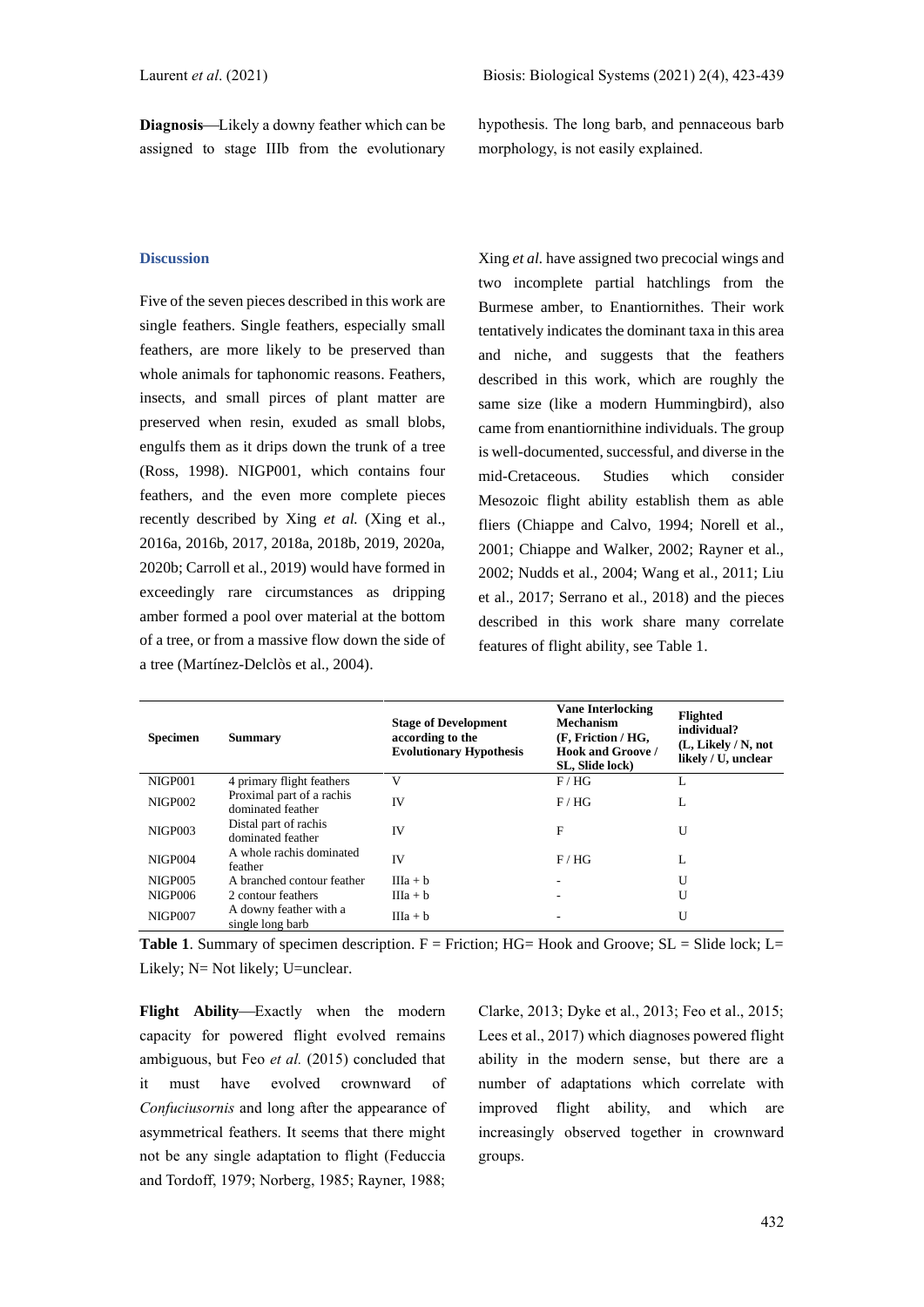**Diagnosis**—Likely a downy feather which can be assigned to stage IIIb from the evolutionary hypothesis. The long barb, and pennaceous barb morphology, is not easily explained.

## Discussion

Five of the seven pieces described in this work are single feathers. Single feathers, especially small feathers, are more likely to be preserved than whole animals for taphonomic reasons. Feathers, insects, and small pirces of plant matter are preserved when resin, exuded as small blobs, engulfs them as it drips down the trunk of a tree (Ross, 1998). NIGP001, which contains four feathers, and the even more complete pieces recently described by Xing *et al.* (Xing et al., 2016a, 2016b, 2017, 2018a, 2018b, 2019, 2020a, 2020b; Carroll et al., 2019) would have formed in exceedingly rare circumstances as dripping amber formed a pool over material at the bottom of a tree, or from a massive flow down the side of a tree (Martínez-Delclòs et al., 2004).

Xing *et al.* have assigned two precocial wings and two incomplete partial hatchlings from the Burmese amber, to Enantiornithes. Their work tentatively indicates the dominant taxa in this area and niche, and suggests that the feathers described in this work, which are roughly the same size (like a modern Hummingbird), also came from enantiornithine individuals. The group is well-documented, successful, and diverse in the mid-Cretaceous. Studies which consider Mesozoic flight ability establish them as able fliers (Chiappe and Calvo, 1994; Norell et al., 2001; Chiappe and Walker, 2002; Rayner et al., 2002; Nudds et al., 2004; Wang et al., 2011; Liu et al., 2017; Serrano et al., 2018) and the pieces described in this work share many correlate features of flight ability, see Table 1.

| Specimen | Summary | Stage of Development according to the Evolutionary Hypothesis | Vane Interlocking Mechanism (F, Friction / HG, Hook and Groove / SL, Slide lock) | Flighted individual? (L, Likely / N, not likely / U, unclear |
|---|---|---|---|---|
| NIGP001 | 4 primary flight feathers | V | F / HG | L |
| NIGP002 | Proximal part of a rachis dominated feather | IV | F / HG | L |
| NIGP003 | Distal part of rachis dominated feather | IV | F | U |
| NIGP004 | A whole rachis dominated feather | IV | F / HG | L |
| NIGP005 | A branched contour feather | IIIa + b | - | U |
| NIGP006 | 2 contour feathers | IIIa + b | - | U |
| NIGP007 | A downy feather with a single long barb | IIIa + b | - | U |

**Table 1**. Summary of specimen description. F = Friction; HG= Hook and Groove; SL = Slide lock; L= Likely; N= Not likely; U=unclear.

**Flight Ability**—Exactly when the modern capacity for powered flight evolved remains ambiguous, but Feo *et al.* (2015) concluded that it must have evolved crownward of *Confuciusornis* and long after the appearance of asymmetrical feathers. It seems that there might not be any single adaptation to flight (Feduccia and Tordoff, 1979; Norberg, 1985; Rayner, 1988; Clarke, 2013; Dyke et al., 2013; Feo et al., 2015; Lees et al., 2017) which diagnoses powered flight ability in the modern sense, but there are a number of adaptations which correlate with improved flight ability, and which are increasingly observed together in crownward groups.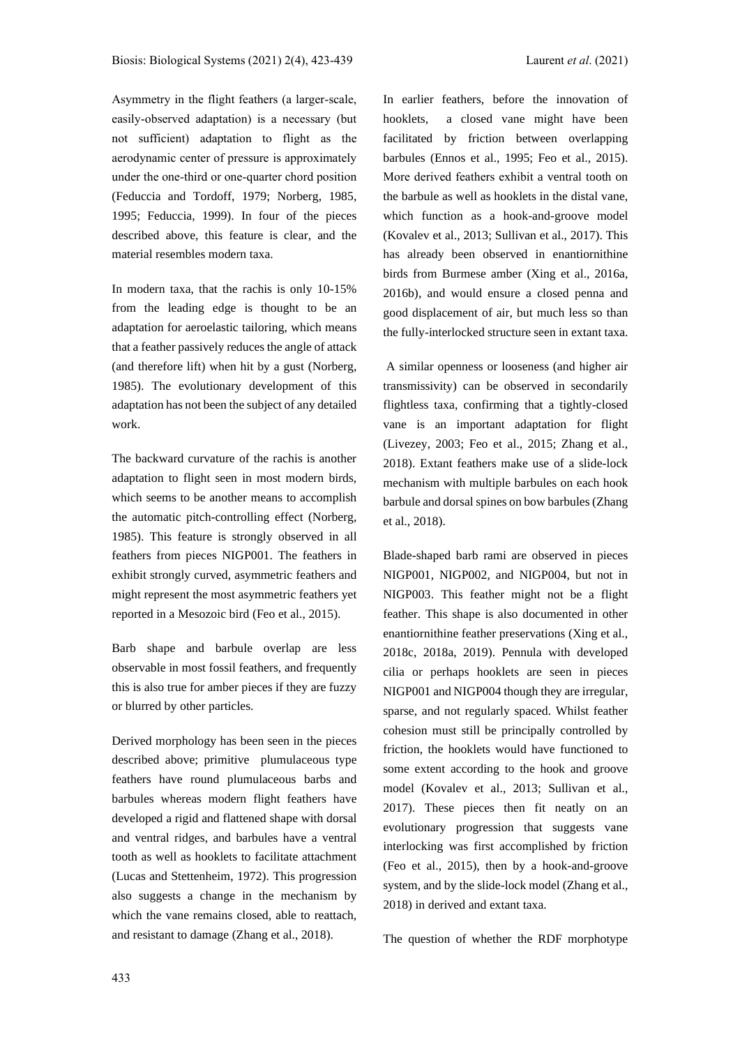Asymmetry in the flight feathers (a larger-scale, easily-observed adaptation) is a necessary (but not sufficient) adaptation to flight as the aerodynamic center of pressure is approximately under the one-third or one-quarter chord position (Feduccia and Tordoff, 1979; Norberg, 1985, 1995; Feduccia, 1999). In four of the pieces described above, this feature is clear, and the material resembles modern taxa.

In modern taxa, that the rachis is only 10-15% from the leading edge is thought to be an adaptation for aeroelastic tailoring, which means that a feather passively reduces the angle of attack (and therefore lift) when hit by a gust (Norberg, 1985). The evolutionary development of this adaptation has not been the subject of any detailed work.

The backward curvature of the rachis is another adaptation to flight seen in most modern birds, which seems to be another means to accomplish the automatic pitch-controlling effect (Norberg, 1985). This feature is strongly observed in all feathers from pieces NIGP001. The feathers in exhibit strongly curved, asymmetric feathers and might represent the most asymmetric feathers yet reported in a Mesozoic bird (Feo et al., 2015).

Barb shape and barbule overlap are less observable in most fossil feathers, and frequently this is also true for amber pieces if they are fuzzy or blurred by other particles.

Derived morphology has been seen in the pieces described above; primitive plumulaceous type feathers have round plumulaceous barbs and barbules whereas modern flight feathers have developed a rigid and flattened shape with dorsal and ventral ridges, and barbules have a ventral tooth as well as hooklets to facilitate attachment (Lucas and Stettenheim, 1972). This progression also suggests a change in the mechanism by which the vane remains closed, able to reattach, and resistant to damage (Zhang et al., 2018).

In earlier feathers, before the innovation of hooklets, a closed vane might have been facilitated by friction between overlapping barbules (Ennos et al., 1995; Feo et al., 2015). More derived feathers exhibit a ventral tooth on the barbule as well as hooklets in the distal vane, which function as a hook-and-groove model (Kovalev et al., 2013; Sullivan et al., 2017). This has already been observed in enantiornithine birds from Burmese amber (Xing et al., 2016a, 2016b), and would ensure a closed penna and good displacement of air, but much less so than the fully-interlocked structure seen in extant taxa.

A similar openness or looseness (and higher air transmissivity) can be observed in secondarily flightless taxa, confirming that a tightly-closed vane is an important adaptation for flight (Livezey, 2003; Feo et al., 2015; Zhang et al., 2018). Extant feathers make use of a slide-lock mechanism with multiple barbules on each hook barbule and dorsal spines on bow barbules (Zhang et al., 2018).

Blade-shaped barb rami are observed in pieces NIGP001, NIGP002, and NIGP004, but not in NIGP003. This feather might not be a flight feather. This shape is also documented in other enantiornithine feather preservations (Xing et al., 2018c, 2018a, 2019). Pennula with developed cilia or perhaps hooklets are seen in pieces NIGP001 and NIGP004 though they are irregular, sparse, and not regularly spaced. Whilst feather cohesion must still be principally controlled by friction, the hooklets would have functioned to some extent according to the hook and groove model (Kovalev et al., 2013; Sullivan et al., 2017). These pieces then fit neatly on an evolutionary progression that suggests vane interlocking was first accomplished by friction (Feo et al., 2015), then by a hook-and-groove system, and by the slide-lock model (Zhang et al., 2018) in derived and extant taxa.

The question of whether the RDF morphotype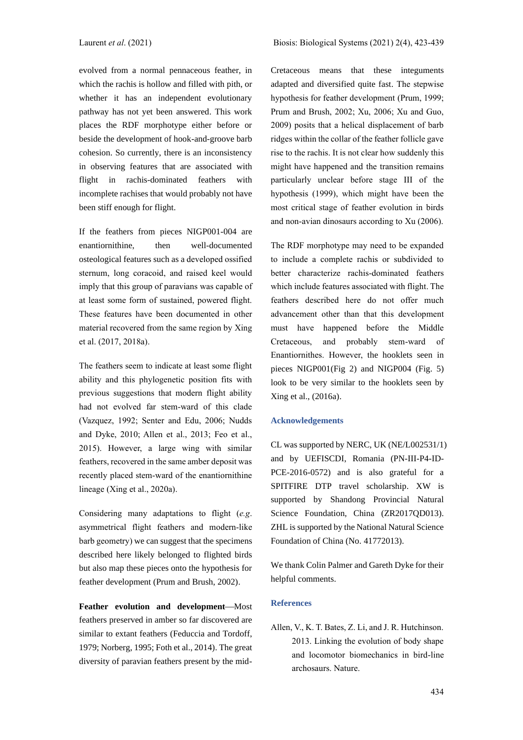evolved from a normal pennaceous feather, in which the rachis is hollow and filled with pith, or whether it has an independent evolutionary pathway has not yet been answered. This work places the RDF morphotype either before or beside the development of hook-and-groove barb cohesion. So currently, there is an inconsistency in observing features that are associated with flight in rachis-dominated feathers with incomplete rachises that would probably not have been stiff enough for flight.

If the feathers from pieces NIGP001-004 are enantiornithine, then well-documented osteological features such as a developed ossified sternum, long coracoid, and raised keel would imply that this group of paravians was capable of at least some form of sustained, powered flight. These features have been documented in other material recovered from the same region by Xing et al. (2017, 2018a).

The feathers seem to indicate at least some flight ability and this phylogenetic position fits with previous suggestions that modern flight ability had not evolved far stem-ward of this clade (Vazquez, 1992; Senter and Edu, 2006; Nudds and Dyke, 2010; Allen et al., 2013; Feo et al., 2015). However, a large wing with similar feathers, recovered in the same amber deposit was recently placed stem-ward of the enantiornithine lineage (Xing et al., 2020a).

Considering many adaptations to flight (*e.g.* asymmetrical flight feathers and modern-like barb geometry) we can suggest that the specimens described here likely belonged to flighted birds but also map these pieces onto the hypothesis for feather development (Prum and Brush, 2002).

**Feather evolution and development**—Most feathers preserved in amber so far discovered are similar to extant feathers (Feduccia and Tordoff, 1979; Norberg, 1995; Foth et al., 2014). The great diversity of paravian feathers present by the mid-Cretaceous means that these integuments adapted and diversified quite fast. The stepwise hypothesis for feather development (Prum, 1999; Prum and Brush, 2002; Xu, 2006; Xu and Guo, 2009) posits that a helical displacement of barb ridges within the collar of the feather follicle gave rise to the rachis. It is not clear how suddenly this might have happened and the transition remains particularly unclear before stage III of the hypothesis (1999), which might have been the most critical stage of feather evolution in birds and non-avian dinosaurs according to Xu (2006).

The RDF morphotype may need to be expanded to include a complete rachis or subdivided to better characterize rachis-dominated feathers which include features associated with flight. The feathers described here do not offer much advancement other than that this development must have happened before the Middle Cretaceous, and probably stem-ward of Enantiornithes. However, the hooklets seen in pieces NIGP001(Fig 2) and NIGP004 (Fig. 5) look to be very similar to the hooklets seen by Xing et al., (2016a).

## Acknowledgements

CL was supported by NERC, UK (NE/L002531/1) and by UEFISCDI, Romania (PN-III-P4-ID-PCE-2016-0572) and is also grateful for a SPITFIRE DTP travel scholarship. XW is supported by Shandong Provincial Natural Science Foundation, China (ZR2017QD013). ZHL is supported by the National Natural Science Foundation of China (No. 41772013).

We thank Colin Palmer and Gareth Dyke for their helpful comments.

## References

Allen, V., K. T. Bates, Z. Li, and J. R. Hutchinson. 2013. Linking the evolution of body shape and locomotor biomechanics in bird-line archosaurs. Nature.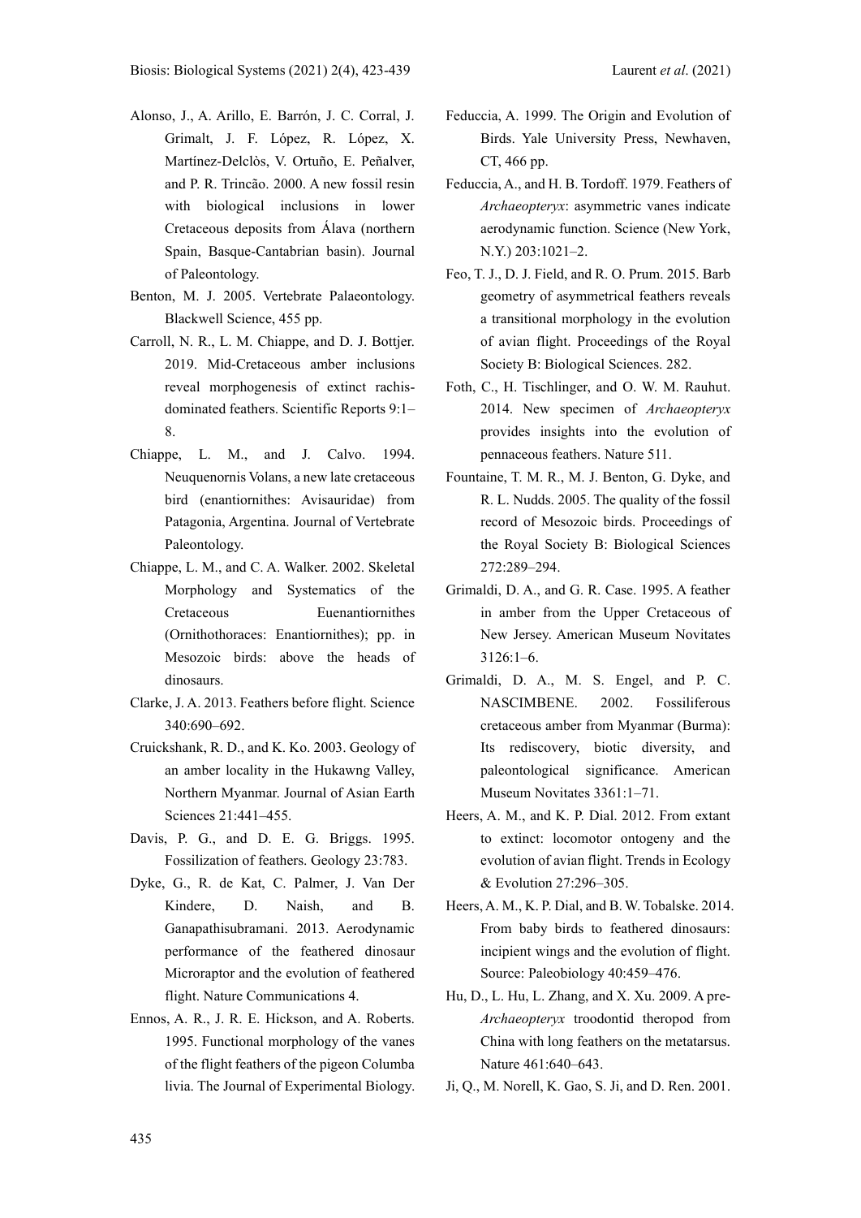Alonso, J., A. Arillo, E. Barrón, J. C. Corral, J. Grimalt, J. F. López, R. López, X. Martínez-Delclòs, V. Ortuño, E. Peñalver, and P. R. Trincão. 2000. A new fossil resin with biological inclusions in lower Cretaceous deposits from Álava (northern Spain, Basque-Cantabrian basin). Journal of Paleontology.

Benton, M. J. 2005. Vertebrate Palaeontology. Blackwell Science, 455 pp.

Carroll, N. R., L. M. Chiappe, and D. J. Bottjer. 2019. Mid-Cretaceous amber inclusions reveal morphogenesis of extinct rachis-dominated feathers. Scientific Reports 9:1–8.

Chiappe, L. M., and J. Calvo. 1994. Neuquenornis Volans, a new late cretaceous bird (enantiornithes: Avisauridae) from Patagonia, Argentina. Journal of Vertebrate Paleontology.

Chiappe, L. M., and C. A. Walker. 2002. Skeletal Morphology and Systematics of the Cretaceous Euenantiornithes (Ornithothoraces: Enantiornithes); pp. in Mesozoic birds: above the heads of dinosaurs.

Clarke, J. A. 2013. Feathers before flight. Science 340:690–692.

Cruickshank, R. D., and K. Ko. 2003. Geology of an amber locality in the Hukawng Valley, Northern Myanmar. Journal of Asian Earth Sciences 21:441–455.

Davis, P. G., and D. E. G. Briggs. 1995. Fossilization of feathers. Geology 23:783.

Dyke, G., R. de Kat, C. Palmer, J. Van Der Kindere, D. Naish, and B. Ganapathisubramani. 2013. Aerodynamic performance of the feathered dinosaur Microraptor and the evolution of feathered flight. Nature Communications 4.

Ennos, A. R., J. R. E. Hickson, and A. Roberts. 1995. Functional morphology of the vanes of the flight feathers of the pigeon Columba livia. The Journal of Experimental Biology.

Feduccia, A. 1999. The Origin and Evolution of Birds. Yale University Press, Newhaven, CT, 466 pp.

Feduccia, A., and H. B. Tordoff. 1979. Feathers of *Archaeopteryx*: asymmetric vanes indicate aerodynamic function. Science (New York, N.Y.) 203:1021–2.

Feo, T. J., D. J. Field, and R. O. Prum. 2015. Barb geometry of asymmetrical feathers reveals a transitional morphology in the evolution of avian flight. Proceedings of the Royal Society B: Biological Sciences. 282.

Foth, C., H. Tischlinger, and O. W. M. Rauhut. 2014. New specimen of *Archaeopteryx* provides insights into the evolution of pennaceous feathers. Nature 511.

Fountaine, T. M. R., M. J. Benton, G. Dyke, and R. L. Nudds. 2005. The quality of the fossil record of Mesozoic birds. Proceedings of the Royal Society B: Biological Sciences 272:289–294.

Grimaldi, D. A., and G. R. Case. 1995. A feather in amber from the Upper Cretaceous of New Jersey. American Museum Novitates 3126:1–6.

Grimaldi, D. A., M. S. Engel, and P. C. NASCIMBENE. 2002. Fossiliferous cretaceous amber from Myanmar (Burma): Its rediscovery, biotic diversity, and paleontological significance. American Museum Novitates 3361:1–71.

Heers, A. M., and K. P. Dial. 2012. From extant to extinct: locomotor ontogeny and the evolution of avian flight. Trends in Ecology & Evolution 27:296–305.

Heers, A. M., K. P. Dial, and B. W. Tobalske. 2014. From baby birds to feathered dinosaurs: incipient wings and the evolution of flight. Source: Paleobiology 40:459–476.

Hu, D., L. Hu, L. Zhang, and X. Xu. 2009. A pre-*Archaeopteryx* troodontid theropod from China with long feathers on the metatarsus. Nature 461:640–643.

Ji, Q., M. Norell, K. Gao, S. Ji, and D. Ren. 2001.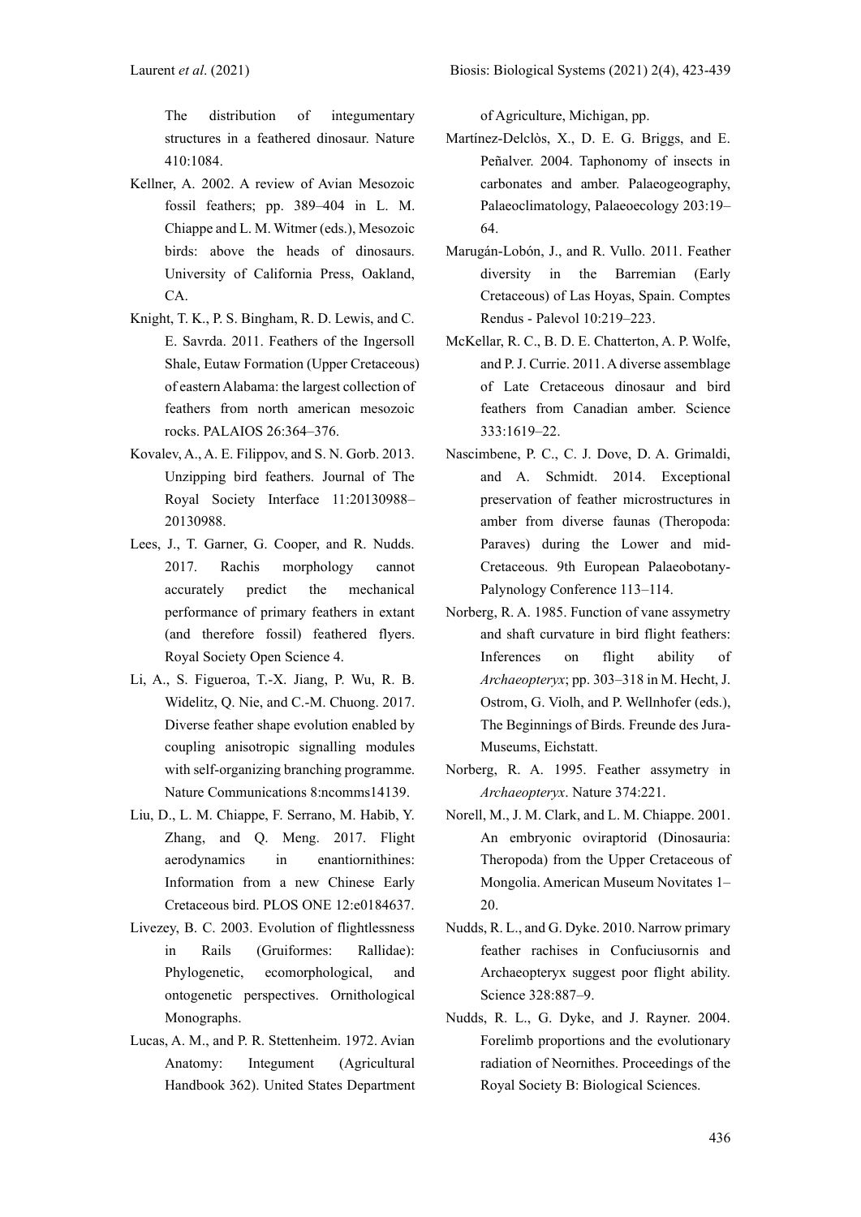The distribution of integumentary structures in a feathered dinosaur. Nature 410:1084.

Kellner, A. 2002. A review of Avian Mesozoic fossil feathers; pp. 389–404 in L. M. Chiappe and L. M. Witmer (eds.), Mesozoic birds: above the heads of dinosaurs. University of California Press, Oakland, CA.

Knight, T. K., P. S. Bingham, R. D. Lewis, and C. E. Savrda. 2011. Feathers of the Ingersoll Shale, Eutaw Formation (Upper Cretaceous) of eastern Alabama: the largest collection of feathers from north american mesozoic rocks. PALAIOS 26:364–376.

Kovalev, A., A. E. Filippov, and S. N. Gorb. 2013. Unzipping bird feathers. Journal of The Royal Society Interface 11:20130988–20130988.

Lees, J., T. Garner, G. Cooper, and R. Nudds. 2017. Rachis morphology cannot accurately predict the mechanical performance of primary feathers in extant (and therefore fossil) feathered flyers. Royal Society Open Science 4.

Li, A., S. Figueroa, T.-X. Jiang, P. Wu, R. B. Widelitz, Q. Nie, and C.-M. Chuong. 2017. Diverse feather shape evolution enabled by coupling anisotropic signalling modules with self-organizing branching programme. Nature Communications 8:ncomms14139.

Liu, D., L. M. Chiappe, F. Serrano, M. Habib, Y. Zhang, and Q. Meng. 2017. Flight aerodynamics in enantiornithines: Information from a new Chinese Early Cretaceous bird. PLOS ONE 12:e0184637.

Livezey, B. C. 2003. Evolution of flightlessness in Rails (Gruiformes: Rallidae): Phylogenetic, ecomorphological, and ontogenetic perspectives. Ornithological Monographs.

Lucas, A. M., and P. R. Stettenheim. 1972. Avian Anatomy: Integument (Agricultural Handbook 362). United States Department of Agriculture, Michigan, pp.

Martínez-Delclòs, X., D. E. G. Briggs, and E. Peñalver. 2004. Taphonomy of insects in carbonates and amber. Palaeogeography, Palaeoclimatology, Palaeoecology 203:19–64.

Marugán-Lobón, J., and R. Vullo. 2011. Feather diversity in the Barremian (Early Cretaceous) of Las Hoyas, Spain. Comptes Rendus - Palevol 10:219–223.

McKellar, R. C., B. D. E. Chatterton, A. P. Wolfe, and P. J. Currie. 2011. A diverse assemblage of Late Cretaceous dinosaur and bird feathers from Canadian amber. Science 333:1619–22.

Nascimbene, P. C., C. J. Dove, D. A. Grimaldi, and A. Schmidt. 2014. Exceptional preservation of feather microstructures in amber from diverse faunas (Theropoda: Paraves) during the Lower and mid-Cretaceous. 9th European Palaeobotany-Palynology Conference 113–114.

Norberg, R. A. 1985. Function of vane assymetry and shaft curvature in bird flight feathers: Inferences on flight ability of *Archaeopteryx*; pp. 303–318 in M. Hecht, J. Ostrom, G. Violh, and P. Wellnhofer (eds.), The Beginnings of Birds. Freunde des Jura-Museums, Eichstatt.

Norberg, R. A. 1995. Feather assymetry in *Archaeopteryx*. Nature 374:221.

Norell, M., J. M. Clark, and L. M. Chiappe. 2001. An embryonic oviraptorid (Dinosauria: Theropoda) from the Upper Cretaceous of Mongolia. American Museum Novitates 1–20.

Nudds, R. L., and G. Dyke. 2010. Narrow primary feather rachises in Confuciusornis and Archaeopteryx suggest poor flight ability. Science 328:887–9.

Nudds, R. L., G. Dyke, and J. Rayner. 2004. Forelimb proportions and the evolutionary radiation of Neornithes. Proceedings of the Royal Society B: Biological Sciences.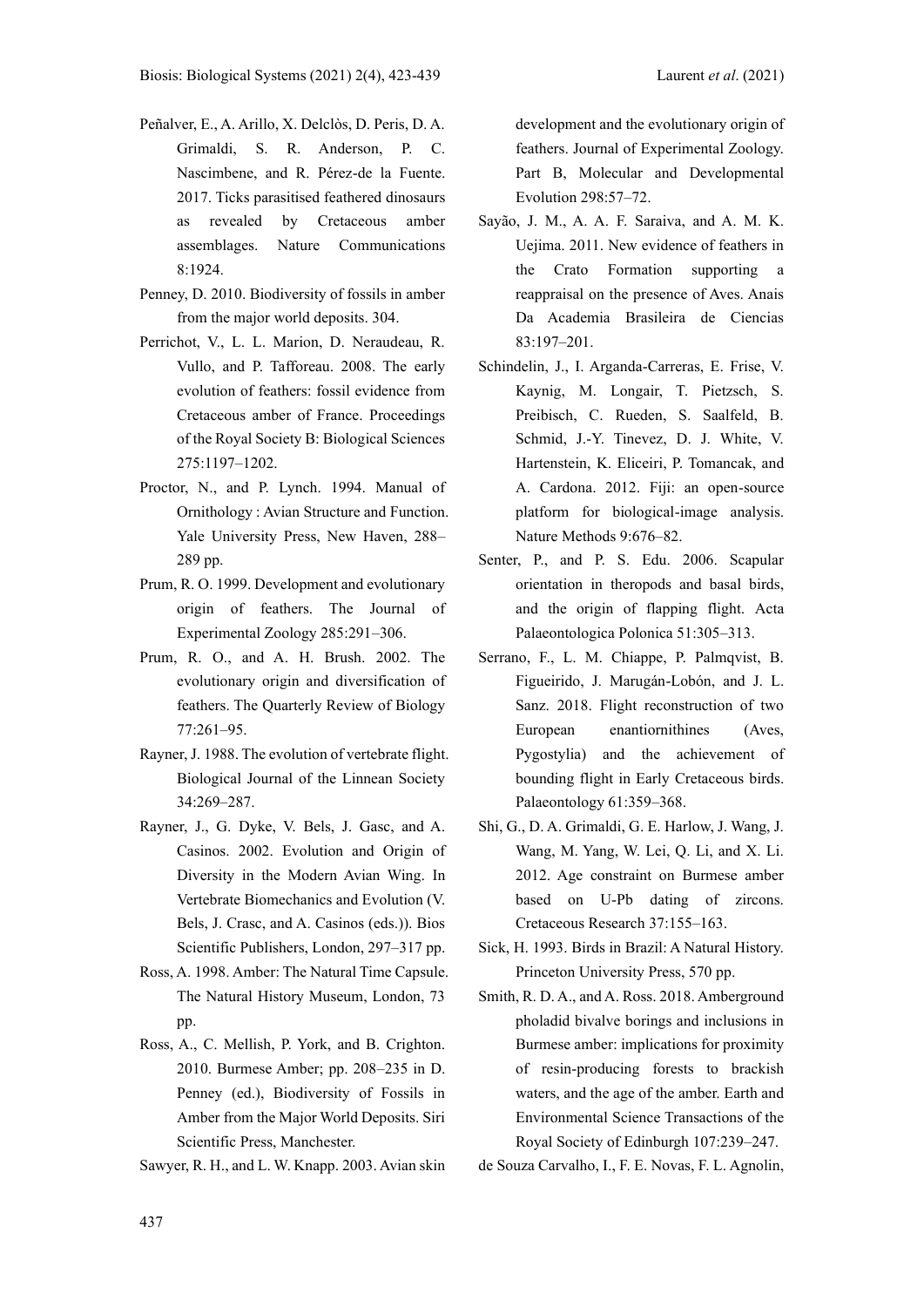Peñalver, E., A. Arillo, X. Delclòs, D. Peris, D. A. Grimaldi, S. R. Anderson, P. C. Nascimbene, and R. Pérez-de la Fuente. 2017. Ticks parasitised feathered dinosaurs as revealed by Cretaceous amber assemblages. Nature Communications 8:1924.

Penney, D. 2010. Biodiversity of fossils in amber from the major world deposits. 304.

Perrichot, V., L. L. Marion, D. Neraudeau, R. Vullo, and P. Tafforeau. 2008. The early evolution of feathers: fossil evidence from Cretaceous amber of France. Proceedings of the Royal Society B: Biological Sciences 275:1197–1202.

Proctor, N., and P. Lynch. 1994. Manual of Ornithology : Avian Structure and Function. Yale University Press, New Haven, 288–289 pp.

Prum, R. O. 1999. Development and evolutionary origin of feathers. The Journal of Experimental Zoology 285:291–306.

Prum, R. O., and A. H. Brush. 2002. The evolutionary origin and diversification of feathers. The Quarterly Review of Biology 77:261–95.

Rayner, J. 1988. The evolution of vertebrate flight. Biological Journal of the Linnean Society 34:269–287.

Rayner, J., G. Dyke, V. Bels, J. Gasc, and A. Casinos. 2002. Evolution and Origin of Diversity in the Modern Avian Wing. In Vertebrate Biomechanics and Evolution (V. Bels, J. Crasc, and A. Casinos (eds.)). Bios Scientific Publishers, London, 297–317 pp.

Ross, A. 1998. Amber: The Natural Time Capsule. The Natural History Museum, London, 73 pp.

Ross, A., C. Mellish, P. York, and B. Crighton. 2010. Burmese Amber; pp. 208–235 in D. Penney (ed.), Biodiversity of Fossils in Amber from the Major World Deposits. Siri Scientific Press, Manchester.

Sawyer, R. H., and L. W. Knapp. 2003. Avian skin development and the evolutionary origin of feathers. Journal of Experimental Zoology. Part B, Molecular and Developmental Evolution 298:57–72.

Sayão, J. M., A. A. F. Saraiva, and A. M. K. Uejima. 2011. New evidence of feathers in the Crato Formation supporting a reappraisal on the presence of Aves. Anais Da Academia Brasileira de Ciencias 83:197–201.

Schindelin, J., I. Arganda-Carreras, E. Frise, V. Kaynig, M. Longair, T. Pietzsch, S. Preibisch, C. Rueden, S. Saalfeld, B. Schmid, J.-Y. Tinevez, D. J. White, V. Hartenstein, K. Eliceiri, P. Tomancak, and A. Cardona. 2012. Fiji: an open-source platform for biological-image analysis. Nature Methods 9:676–82.

Senter, P., and P. S. Edu. 2006. Scapular orientation in theropods and basal birds, and the origin of flapping flight. Acta Palaeontologica Polonica 51:305–313.

Serrano, F., L. M. Chiappe, P. Palmqvist, B. Figueirido, J. Marugán-Lobón, and J. L. Sanz. 2018. Flight reconstruction of two European enantiornithines (Aves, Pygostylia) and the achievement of bounding flight in Early Cretaceous birds. Palaeontology 61:359–368.

Shi, G., D. A. Grimaldi, G. E. Harlow, J. Wang, J. Wang, M. Yang, W. Lei, Q. Li, and X. Li. 2012. Age constraint on Burmese amber based on U-Pb dating of zircons. Cretaceous Research 37:155–163.

Sick, H. 1993. Birds in Brazil: A Natural History. Princeton University Press, 570 pp.

Smith, R. D. A., and A. Ross. 2018. Amberground pholadid bivalve borings and inclusions in Burmese amber: implications for proximity of resin-producing forests to brackish waters, and the age of the amber. Earth and Environmental Science Transactions of the Royal Society of Edinburgh 107:239–247.

de Souza Carvalho, I., F. E. Novas, F. L. Agnolin,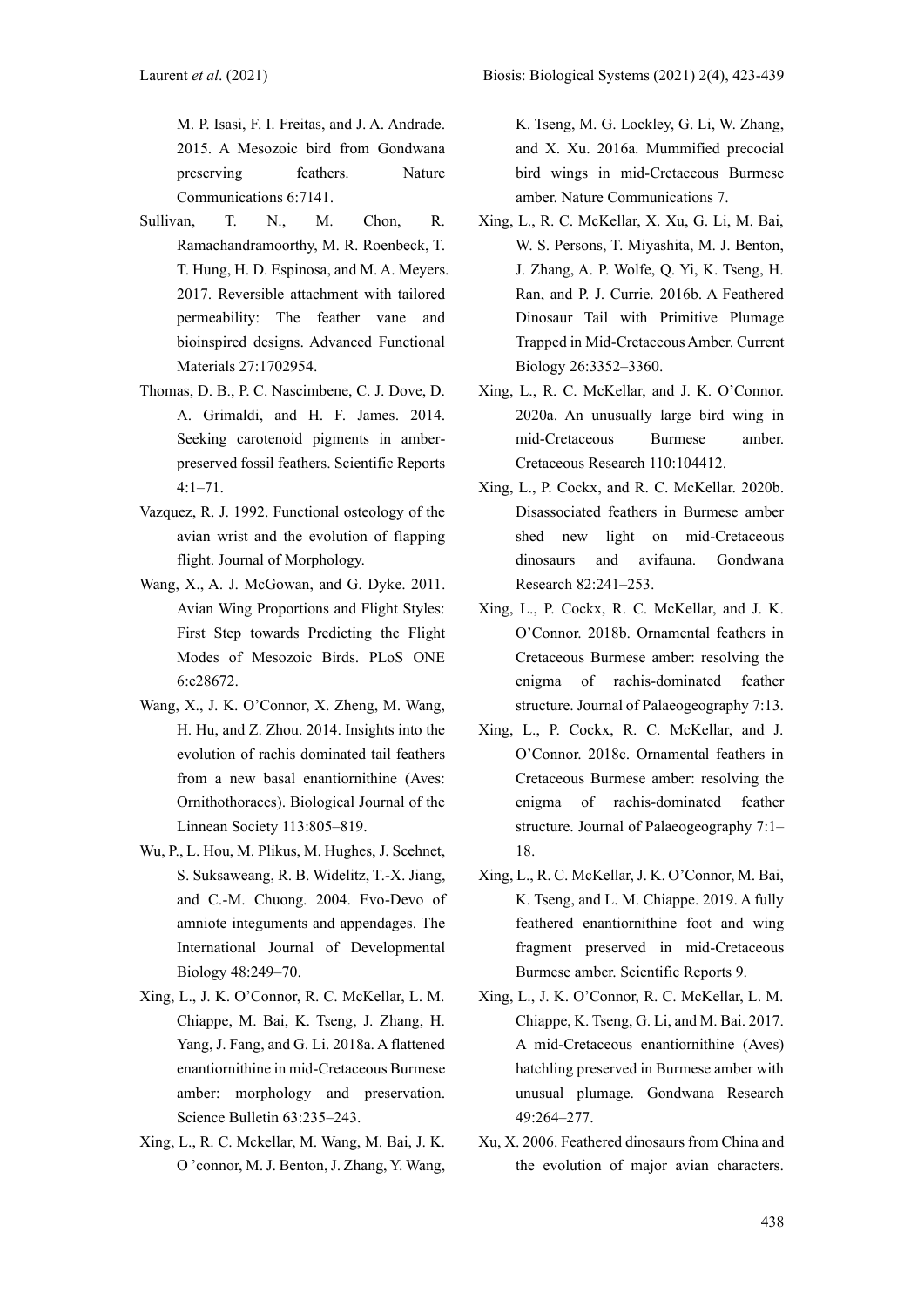M. P. Isasi, F. I. Freitas, and J. A. Andrade. 2015. A Mesozoic bird from Gondwana preserving feathers. Nature Communications 6:7141.

Sullivan, T. N., M. Chon, R. Ramachandramoorthy, M. R. Roenbeck, T. T. Hung, H. D. Espinosa, and M. A. Meyers. 2017. Reversible attachment with tailored permeability: The feather vane and bioinspired designs. Advanced Functional Materials 27:1702954.

Thomas, D. B., P. C. Nascimbene, C. J. Dove, D. A. Grimaldi, and H. F. James. 2014. Seeking carotenoid pigments in amber-preserved fossil feathers. Scientific Reports 4:1–71.

Vazquez, R. J. 1992. Functional osteology of the avian wrist and the evolution of flapping flight. Journal of Morphology.

Wang, X., A. J. McGowan, and G. Dyke. 2011. Avian Wing Proportions and Flight Styles: First Step towards Predicting the Flight Modes of Mesozoic Birds. PLoS ONE 6:e28672.

Wang, X., J. K. O'Connor, X. Zheng, M. Wang, H. Hu, and Z. Zhou. 2014. Insights into the evolution of rachis dominated tail feathers from a new basal enantiornithine (Aves: Ornithothoraces). Biological Journal of the Linnean Society 113:805–819.

Wu, P., L. Hou, M. Plikus, M. Hughes, J. Scehnet, S. Suksaweang, R. B. Widelitz, T.-X. Jiang, and C.-M. Chuong. 2004. Evo-Devo of amniote integuments and appendages. The International Journal of Developmental Biology 48:249–70.

Xing, L., J. K. O'Connor, R. C. McKellar, L. M. Chiappe, M. Bai, K. Tseng, J. Zhang, H. Yang, J. Fang, and G. Li. 2018a. A flattened enantiornithine in mid-Cretaceous Burmese amber: morphology and preservation. Science Bulletin 63:235–243.

Xing, L., R. C. Mckellar, M. Wang, M. Bai, J. K. O 'connor, M. J. Benton, J. Zhang, Y. Wang, K. Tseng, M. G. Lockley, G. Li, W. Zhang, and X. Xu. 2016a. Mummified precocial bird wings in mid-Cretaceous Burmese amber. Nature Communications 7.

Xing, L., R. C. McKellar, X. Xu, G. Li, M. Bai, W. S. Persons, T. Miyashita, M. J. Benton, J. Zhang, A. P. Wolfe, Q. Yi, K. Tseng, H. Ran, and P. J. Currie. 2016b. A Feathered Dinosaur Tail with Primitive Plumage Trapped in Mid-Cretaceous Amber. Current Biology 26:3352–3360.

Xing, L., R. C. McKellar, and J. K. O'Connor. 2020a. An unusually large bird wing in mid-Cretaceous Burmese amber. Cretaceous Research 110:104412.

Xing, L., P. Cockx, and R. C. McKellar. 2020b. Disassociated feathers in Burmese amber shed new light on mid-Cretaceous dinosaurs and avifauna. Gondwana Research 82:241–253.

Xing, L., P. Cockx, R. C. McKellar, and J. K. O'Connor. 2018b. Ornamental feathers in Cretaceous Burmese amber: resolving the enigma of rachis-dominated feather structure. Journal of Palaeogeography 7:13.

Xing, L., P. Cockx, R. C. McKellar, and J. O'Connor. 2018c. Ornamental feathers in Cretaceous Burmese amber: resolving the enigma of rachis-dominated feather structure. Journal of Palaeogeography 7:1–18.

Xing, L., R. C. McKellar, J. K. O'Connor, M. Bai, K. Tseng, and L. M. Chiappe. 2019. A fully feathered enantiornithine foot and wing fragment preserved in mid-Cretaceous Burmese amber. Scientific Reports 9.

Xing, L., J. K. O'Connor, R. C. McKellar, L. M. Chiappe, K. Tseng, G. Li, and M. Bai. 2017. A mid-Cretaceous enantiornithine (Aves) hatchling preserved in Burmese amber with unusual plumage. Gondwana Research 49:264–277.

Xu, X. 2006. Feathered dinosaurs from China and the evolution of major avian characters.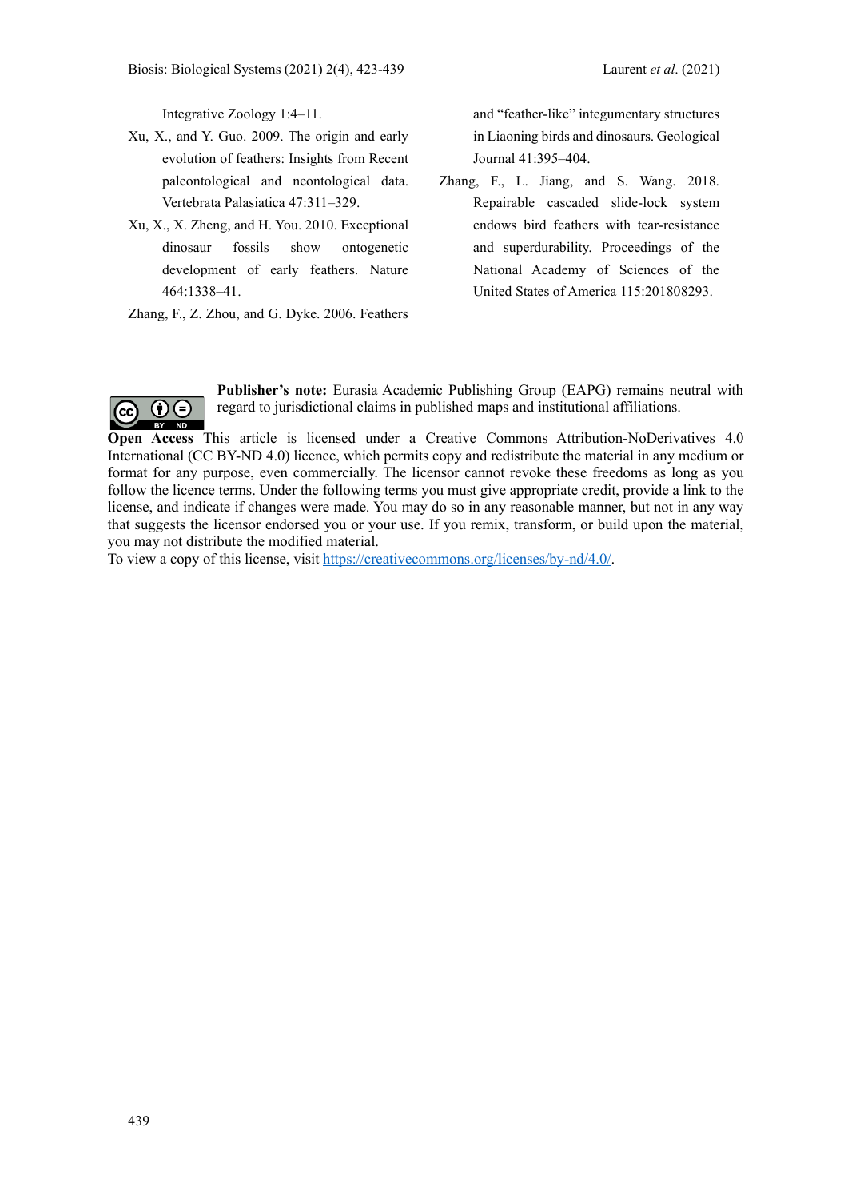Integrative Zoology 1:4–11.

Xu, X., and Y. Guo. 2009. The origin and early evolution of feathers: Insights from Recent paleontological and neontological data. Vertebrata Palasiatica 47:311–329.

Xu, X., X. Zheng, and H. You. 2010. Exceptional dinosaur fossils show ontogenetic development of early feathers. Nature 464:1338–41.

Zhang, F., Z. Zhou, and G. Dyke. 2006. Feathers and "feather-like" integumentary structures in Liaoning birds and dinosaurs. Geological Journal 41:395–404.

Zhang, F., L. Jiang, and S. Wang. 2018. Repairable cascaded slide-lock system endows bird feathers with tear-resistance and superdurability. Proceedings of the National Academy of Sciences of the United States of America 115:201808293.

**Publisher's note:** Eurasia Academic Publishing Group (EAPG) remains neutral with regard to jurisdictional claims in published maps and institutional affiliations.

**Open Access** This article is licensed under a Creative Commons Attribution-NoDerivatives 4.0 International (CC BY-ND 4.0) licence, which permits copy and redistribute the material in any medium or format for any purpose, even commercially. The licensor cannot revoke these freedoms as long as you follow the licence terms. Under the following terms you must give appropriate credit, provide a link to the license, and indicate if changes were made. You may do so in any reasonable manner, but not in any way that suggests the licensor endorsed you or your use. If you remix, transform, or build upon the material, you may not distribute the modified material.

To view a copy of this license, visit https://creativecommons.org/licenses/by-nd/4.0/.